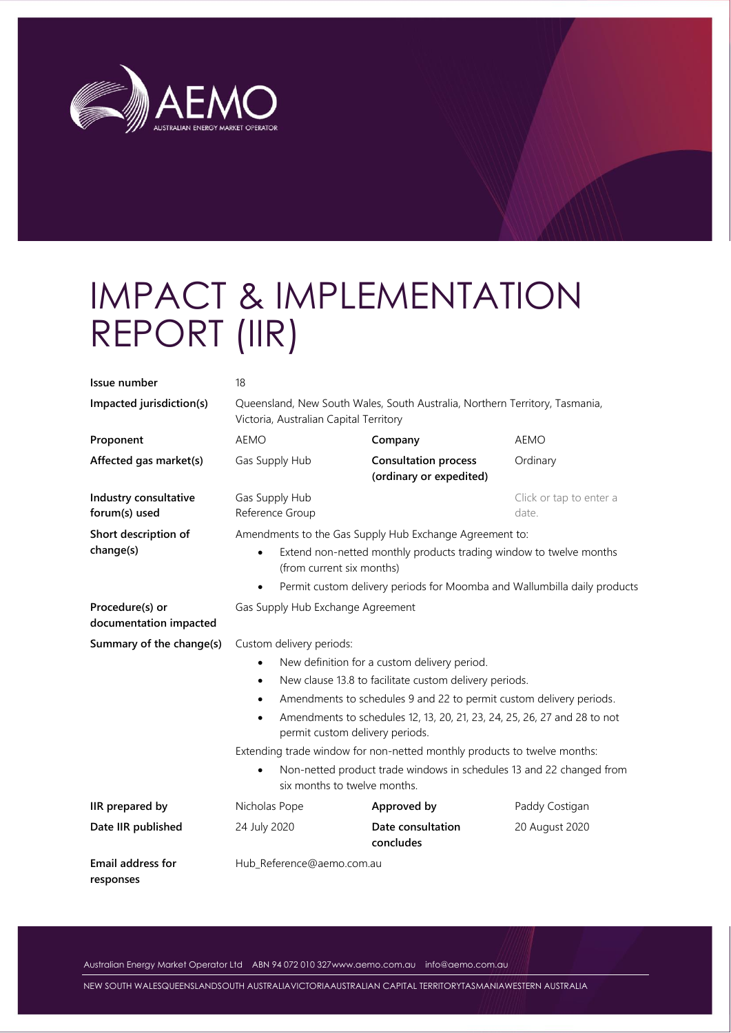# IMPACT & IMPLEMENTATION REPORT (IIR)

| | | | |
|---|---|---|---|
| **Issue number** | 18 | | |
| **Impacted jurisdiction(s)** | Queensland, New South Wales, South Australia, Northern Territory, Tasmania, Victoria, Australian Capital Territory | | |
| **Proponent** | AEMO | **Company** | AEMO |
| **Affected gas market(s)** | Gas Supply Hub | **Consultation process (ordinary or expedited)** | Ordinary |
| **Industry consultative forum(s) used** | Gas Supply Hub Reference Group | | Click or tap to enter a date. |
| **Short description of change(s)** | Amendments to the Gas Supply Hub Exchange Agreement to:<br>• Extend non-netted monthly products trading window to twelve months (from current six months)<br>• Permit custom delivery periods for Moomba and Wallumbilla daily products | | |
| **Procedure(s) or documentation impacted** | Gas Supply Hub Exchange Agreement | | |
| **Summary of the change(s)** | Custom delivery periods:<br>• New definition for a custom delivery period.<br>• New clause 13.8 to facilitate custom delivery periods.<br>• Amendments to schedules 9 and 22 to permit custom delivery periods.<br>• Amendments to schedules 12, 13, 20, 21, 23, 24, 25, 26, 27 and 28 to not permit custom delivery periods.<br>Extending trade window for non-netted monthly products to twelve months:<br>• Non-netted product trade windows in schedules 13 and 22 changed from six months to twelve months. | | |
| **IIR prepared by** | Nicholas Pope | **Approved by** | Paddy Costigan |
| **Date IIR published** | 24 July 2020 | **Date consultation concludes** | 20 August 2020 |
| **Email address for responses** | Hub_Reference@aemo.com.au | | |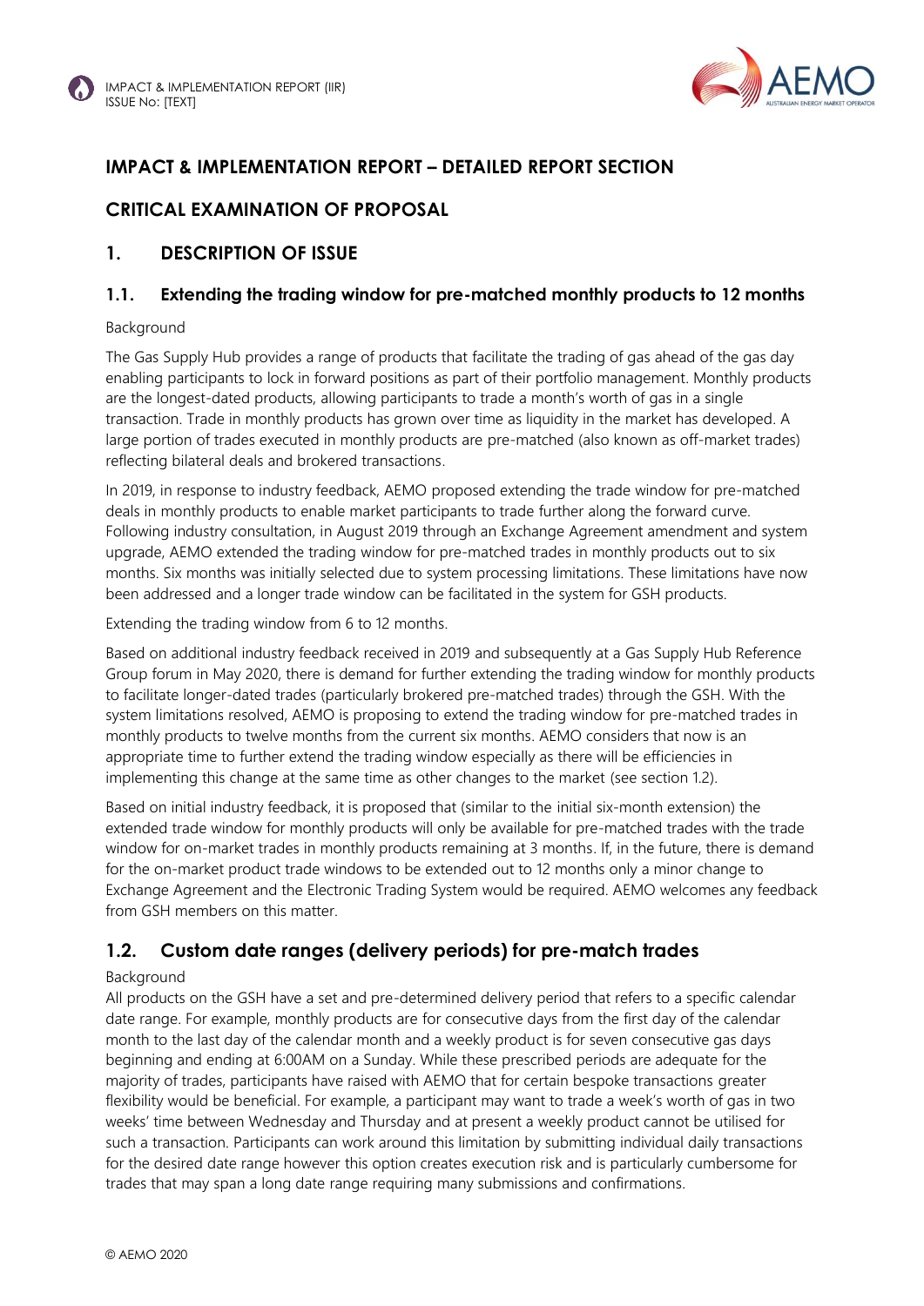## IMPACT & IMPLEMENTATION REPORT – DETAILED REPORT SECTION

## CRITICAL EXAMINATION OF PROPOSAL

## 1. DESCRIPTION OF ISSUE

### 1.1. Extending the trading window for pre-matched monthly products to 12 months

Background

The Gas Supply Hub provides a range of products that facilitate the trading of gas ahead of the gas day enabling participants to lock in forward positions as part of their portfolio management. Monthly products are the longest-dated products, allowing participants to trade a month's worth of gas in a single transaction. Trade in monthly products has grown over time as liquidity in the market has developed. A large portion of trades executed in monthly products are pre-matched (also known as off-market trades) reflecting bilateral deals and brokered transactions.

In 2019, in response to industry feedback, AEMO proposed extending the trade window for pre-matched deals in monthly products to enable market participants to trade further along the forward curve. Following industry consultation, in August 2019 through an Exchange Agreement amendment and system upgrade, AEMO extended the trading window for pre-matched trades in monthly products out to six months. Six months was initially selected due to system processing limitations. These limitations have now been addressed and a longer trade window can be facilitated in the system for GSH products.

Extending the trading window from 6 to 12 months.

Based on additional industry feedback received in 2019 and subsequently at a Gas Supply Hub Reference Group forum in May 2020, there is demand for further extending the trading window for monthly products to facilitate longer-dated trades (particularly brokered pre-matched trades) through the GSH. With the system limitations resolved, AEMO is proposing to extend the trading window for pre-matched trades in monthly products to twelve months from the current six months. AEMO considers that now is an appropriate time to further extend the trading window especially as there will be efficiencies in implementing this change at the same time as other changes to the market (see section 1.2).

Based on initial industry feedback, it is proposed that (similar to the initial six-month extension) the extended trade window for monthly products will only be available for pre-matched trades with the trade window for on-market trades in monthly products remaining at 3 months. If, in the future, there is demand for the on-market product trade windows to be extended out to 12 months only a minor change to Exchange Agreement and the Electronic Trading System would be required. AEMO welcomes any feedback from GSH members on this matter.

### 1.2. Custom date ranges (delivery periods) for pre-match trades

Background

All products on the GSH have a set and pre-determined delivery period that refers to a specific calendar date range. For example, monthly products are for consecutive days from the first day of the calendar month to the last day of the calendar month and a weekly product is for seven consecutive gas days beginning and ending at 6:00AM on a Sunday. While these prescribed periods are adequate for the majority of trades, participants have raised with AEMO that for certain bespoke transactions greater flexibility would be beneficial. For example, a participant may want to trade a week's worth of gas in two weeks' time between Wednesday and Thursday and at present a weekly product cannot be utilised for such a transaction. Participants can work around this limitation by submitting individual daily transactions for the desired date range however this option creates execution risk and is particularly cumbersome for trades that may span a long date range requiring many submissions and confirmations.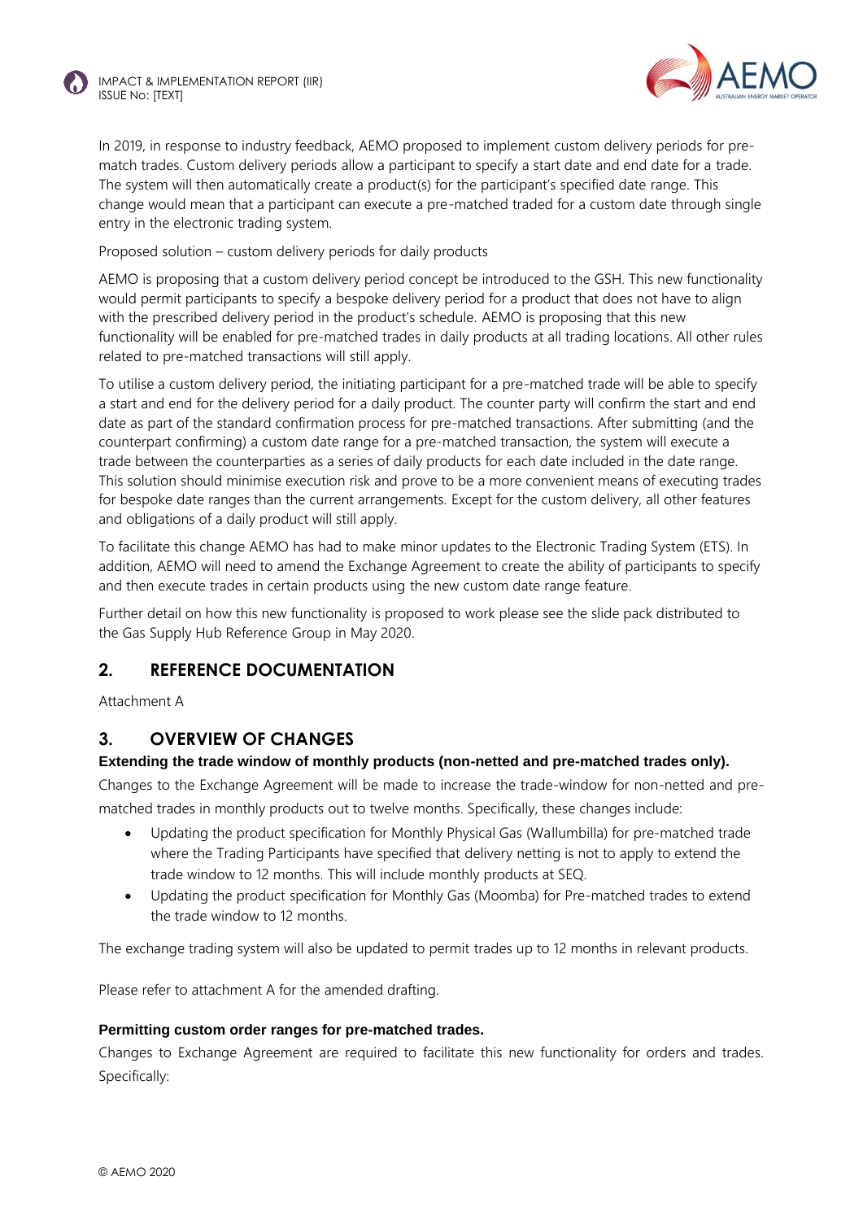In 2019, in response to industry feedback, AEMO proposed to implement custom delivery periods for pre-match trades. Custom delivery periods allow a participant to specify a start date and end date for a trade. The system will then automatically create a product(s) for the participant's specified date range. This change would mean that a participant can execute a pre-matched traded for a custom date through single entry in the electronic trading system.

Proposed solution – custom delivery periods for daily products

AEMO is proposing that a custom delivery period concept be introduced to the GSH. This new functionality would permit participants to specify a bespoke delivery period for a product that does not have to align with the prescribed delivery period in the product's schedule. AEMO is proposing that this new functionality will be enabled for pre-matched trades in daily products at all trading locations. All other rules related to pre-matched transactions will still apply.

To utilise a custom delivery period, the initiating participant for a pre-matched trade will be able to specify a start and end for the delivery period for a daily product. The counter party will confirm the start and end date as part of the standard confirmation process for pre-matched transactions. After submitting (and the counterpart confirming) a custom date range for a pre-matched transaction, the system will execute a trade between the counterparties as a series of daily products for each date included in the date range. This solution should minimise execution risk and prove to be a more convenient means of executing trades for bespoke date ranges than the current arrangements. Except for the custom delivery, all other features and obligations of a daily product will still apply.

To facilitate this change AEMO has had to make minor updates to the Electronic Trading System (ETS). In addition, AEMO will need to amend the Exchange Agreement to create the ability of participants to specify and then execute trades in certain products using the new custom date range feature.

Further detail on how this new functionality is proposed to work please see the slide pack distributed to the Gas Supply Hub Reference Group in May 2020.

## 2. REFERENCE DOCUMENTATION

Attachment A

## 3. OVERVIEW OF CHANGES

**Extending the trade window of monthly products (non-netted and pre-matched trades only).**

Changes to the Exchange Agreement will be made to increase the trade-window for non-netted and pre-matched trades in monthly products out to twelve months. Specifically, these changes include:

- Updating the product specification for Monthly Physical Gas (Wallumbilla) for pre-matched trade where the Trading Participants have specified that delivery netting is not to apply to extend the trade window to 12 months. This will include monthly products at SEQ.
- Updating the product specification for Monthly Gas (Moomba) for Pre-matched trades to extend the trade window to 12 months.

The exchange trading system will also be updated to permit trades up to 12 months in relevant products.

Please refer to attachment A for the amended drafting.

**Permitting custom order ranges for pre-matched trades.**

Changes to Exchange Agreement are required to facilitate this new functionality for orders and trades. Specifically: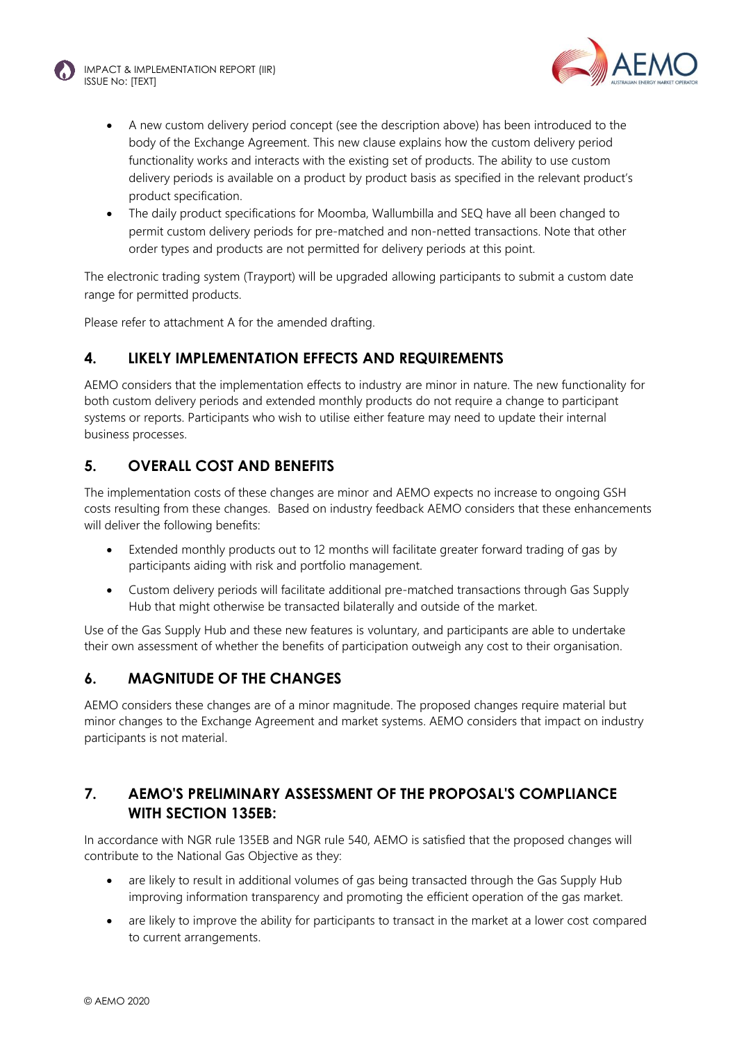- A new custom delivery period concept (see the description above) has been introduced to the body of the Exchange Agreement. This new clause explains how the custom delivery period functionality works and interacts with the existing set of products. The ability to use custom delivery periods is available on a product by product basis as specified in the relevant product's product specification.
- The daily product specifications for Moomba, Wallumbilla and SEQ have all been changed to permit custom delivery periods for pre-matched and non-netted transactions. Note that other order types and products are not permitted for delivery periods at this point.

The electronic trading system (Trayport) will be upgraded allowing participants to submit a custom date range for permitted products.

Please refer to attachment A for the amended drafting.

## 4. LIKELY IMPLEMENTATION EFFECTS AND REQUIREMENTS

AEMO considers that the implementation effects to industry are minor in nature. The new functionality for both custom delivery periods and extended monthly products do not require a change to participant systems or reports. Participants who wish to utilise either feature may need to update their internal business processes.

## 5. OVERALL COST AND BENEFITS

The implementation costs of these changes are minor and AEMO expects no increase to ongoing GSH costs resulting from these changes. Based on industry feedback AEMO considers that these enhancements will deliver the following benefits:

- Extended monthly products out to 12 months will facilitate greater forward trading of gas by participants aiding with risk and portfolio management.
- Custom delivery periods will facilitate additional pre-matched transactions through Gas Supply Hub that might otherwise be transacted bilaterally and outside of the market.

Use of the Gas Supply Hub and these new features is voluntary, and participants are able to undertake their own assessment of whether the benefits of participation outweigh any cost to their organisation.

## 6. MAGNITUDE OF THE CHANGES

AEMO considers these changes are of a minor magnitude. The proposed changes require material but minor changes to the Exchange Agreement and market systems. AEMO considers that impact on industry participants is not material.

## 7. AEMO'S PRELIMINARY ASSESSMENT OF THE PROPOSAL'S COMPLIANCE WITH SECTION 135EB:

In accordance with NGR rule 135EB and NGR rule 540, AEMO is satisfied that the proposed changes will contribute to the National Gas Objective as they:

- are likely to result in additional volumes of gas being transacted through the Gas Supply Hub improving information transparency and promoting the efficient operation of the gas market.
- are likely to improve the ability for participants to transact in the market at a lower cost compared to current arrangements.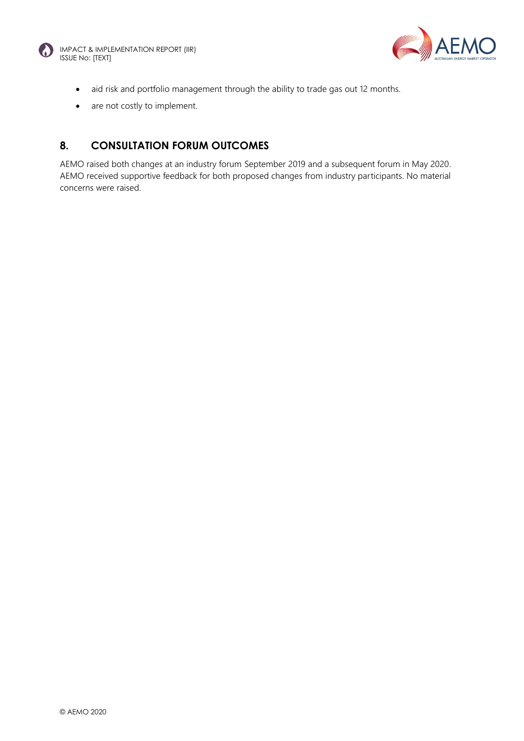- aid risk and portfolio management through the ability to trade gas out 12 months.
- are not costly to implement.

## 8. CONSULTATION FORUM OUTCOMES

AEMO raised both changes at an industry forum September 2019 and a subsequent forum in May 2020. AEMO received supportive feedback for both proposed changes from industry participants. No material concerns were raised.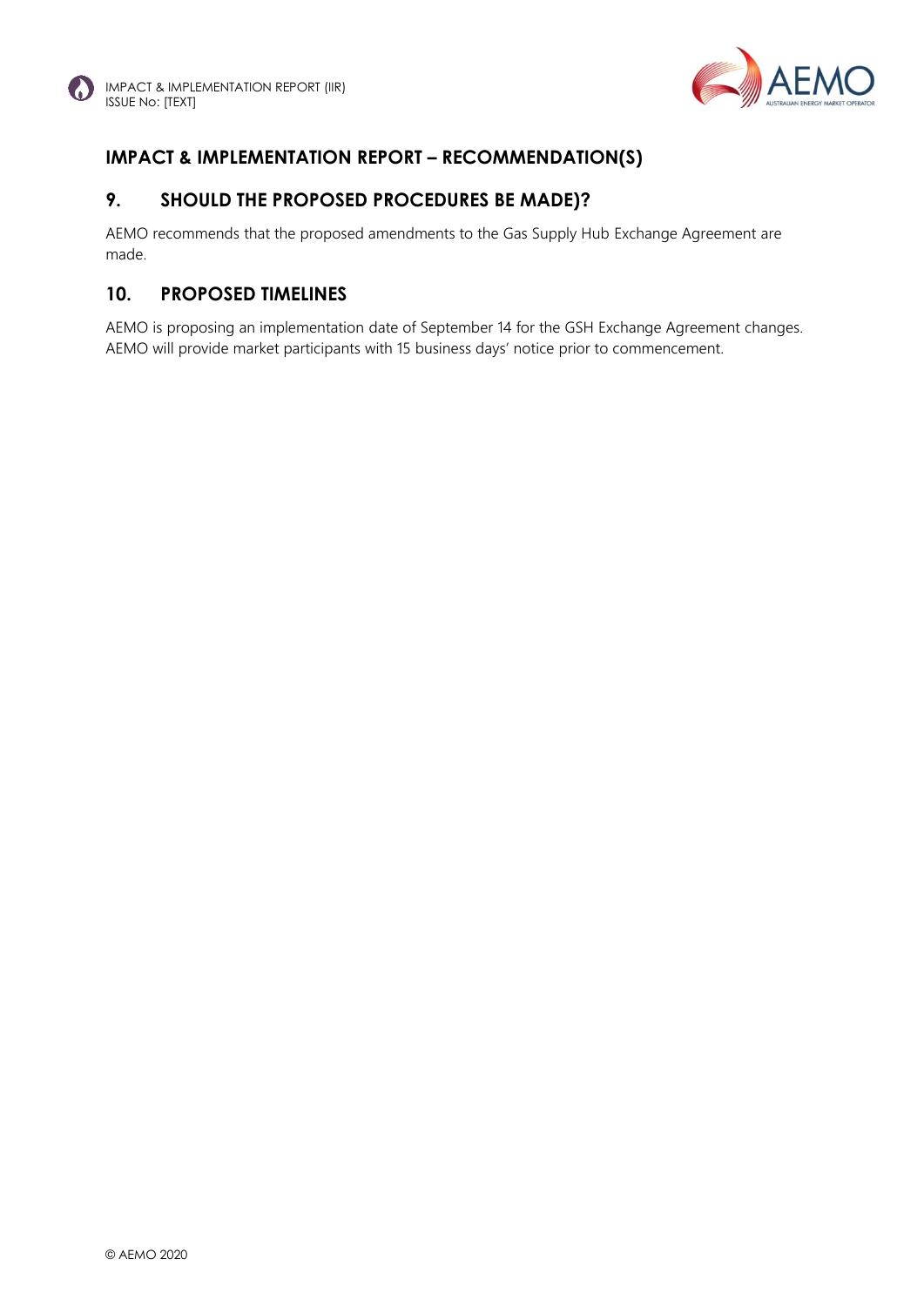## IMPACT & IMPLEMENTATION REPORT – RECOMMENDATION(S)

## 9. SHOULD THE PROPOSED PROCEDURES BE MADE)?

AEMO recommends that the proposed amendments to the Gas Supply Hub Exchange Agreement are made.

## 10. PROPOSED TIMELINES

AEMO is proposing an implementation date of September 14 for the GSH Exchange Agreement changes. AEMO will provide market participants with 15 business days' notice prior to commencement.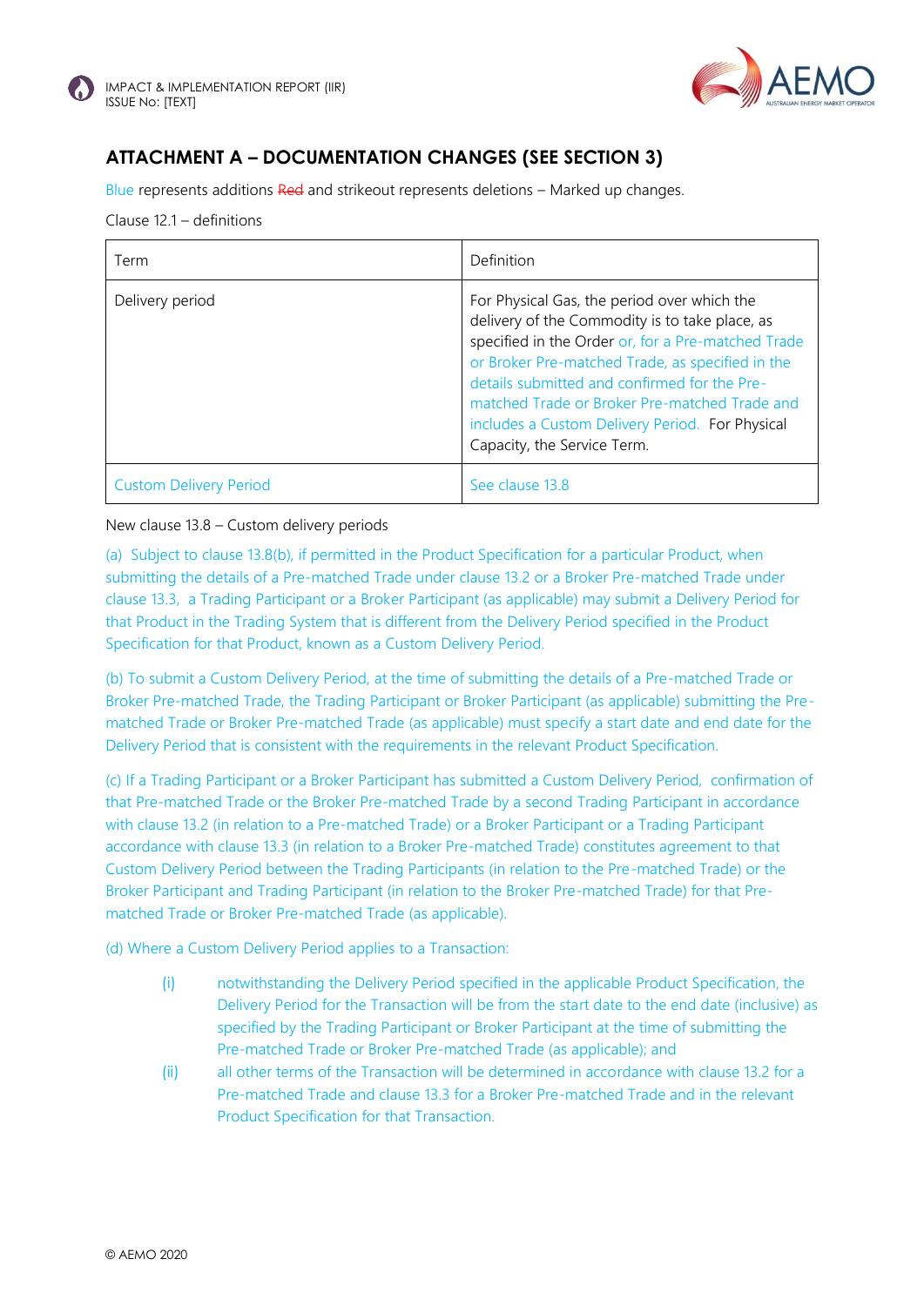## ATTACHMENT A – DOCUMENTATION CHANGES (SEE SECTION 3)

Blue represents additions ~~Red~~ and strikeout represents deletions – Marked up changes.

Clause 12.1 – definitions

| Term | Definition |
|---|---|
| Delivery period | For Physical Gas, the period over which the delivery of the Commodity is to take place, as specified in the Order or, for a Pre-matched Trade or Broker Pre-matched Trade, as specified in the details submitted and confirmed for the Pre-matched Trade or Broker Pre-matched Trade and includes a Custom Delivery Period. For Physical Capacity, the Service Term. |
| Custom Delivery Period | See clause 13.8 |

New clause 13.8 – Custom delivery periods

(a) Subject to clause 13.8(b), if permitted in the Product Specification for a particular Product, when submitting the details of a Pre-matched Trade under clause 13.2 or a Broker Pre-matched Trade under clause 13.3, a Trading Participant or a Broker Participant (as applicable) may submit a Delivery Period for that Product in the Trading System that is different from the Delivery Period specified in the Product Specification for that Product, known as a Custom Delivery Period.

(b) To submit a Custom Delivery Period, at the time of submitting the details of a Pre-matched Trade or Broker Pre-matched Trade, the Trading Participant or Broker Participant (as applicable) submitting the Pre-matched Trade or Broker Pre-matched Trade (as applicable) must specify a start date and end date for the Delivery Period that is consistent with the requirements in the relevant Product Specification.

(c) If a Trading Participant or a Broker Participant has submitted a Custom Delivery Period, confirmation of that Pre-matched Trade or the Broker Pre-matched Trade by a second Trading Participant in accordance with clause 13.2 (in relation to a Pre-matched Trade) or a Broker Participant or a Trading Participant accordance with clause 13.3 (in relation to a Broker Pre-matched Trade) constitutes agreement to that Custom Delivery Period between the Trading Participants (in relation to the Pre-matched Trade) or the Broker Participant and Trading Participant (in relation to the Broker Pre-matched Trade) for that Pre-matched Trade or Broker Pre-matched Trade (as applicable).

(d) Where a Custom Delivery Period applies to a Transaction:

(i) notwithstanding the Delivery Period specified in the applicable Product Specification, the Delivery Period for the Transaction will be from the start date to the end date (inclusive) as specified by the Trading Participant or Broker Participant at the time of submitting the Pre-matched Trade or Broker Pre-matched Trade (as applicable); and

(ii) all other terms of the Transaction will be determined in accordance with clause 13.2 for a Pre-matched Trade and clause 13.3 for a Broker Pre-matched Trade and in the relevant Product Specification for that Transaction.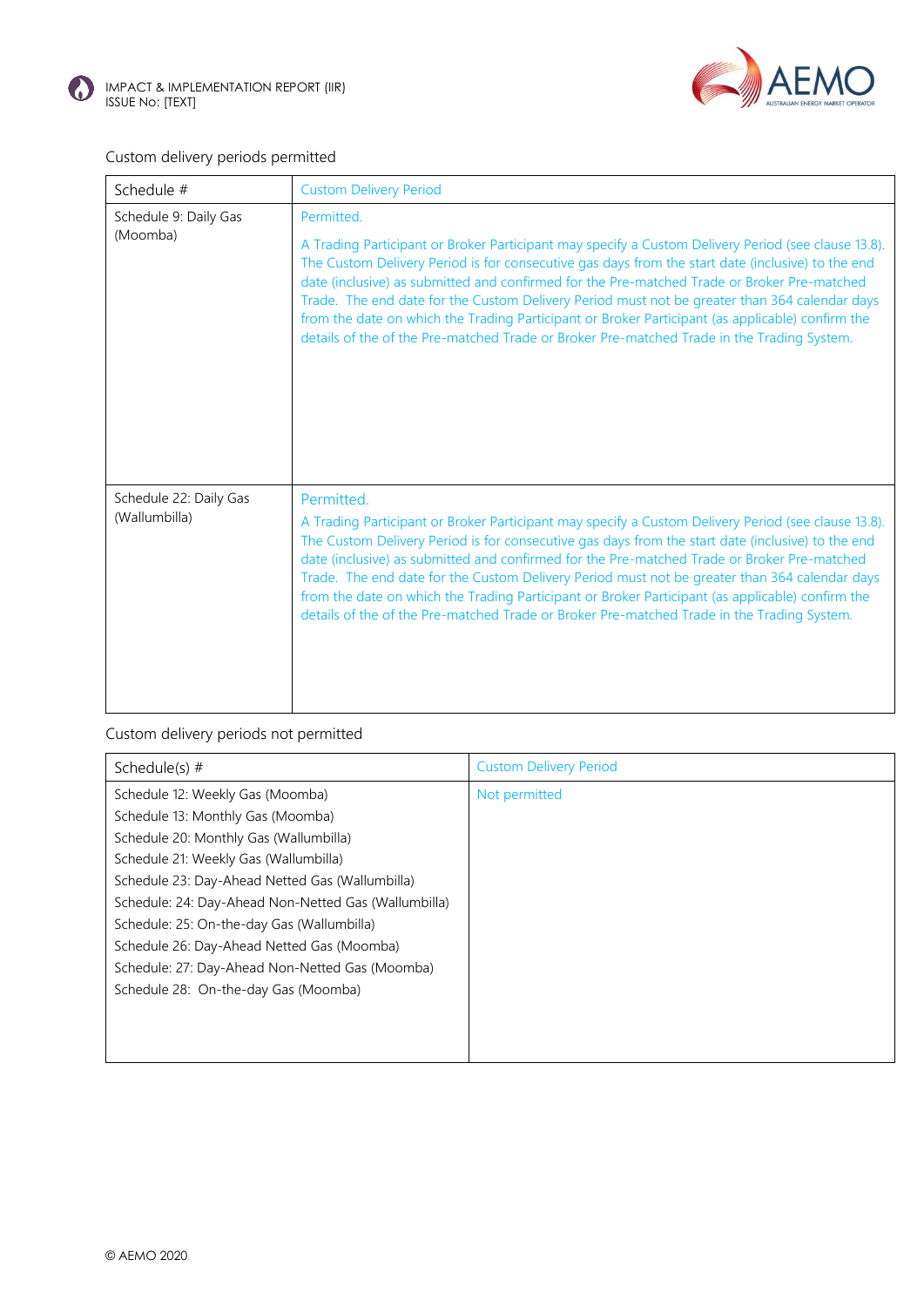Custom delivery periods permitted

| Schedule # | Custom Delivery Period |
|---|---|
| Schedule 9: Daily Gas (Moomba) | Permitted.<br><br>A Trading Participant or Broker Participant may specify a Custom Delivery Period (see clause 13.8). The Custom Delivery Period is for consecutive gas days from the start date (inclusive) to the end date (inclusive) as submitted and confirmed for the Pre-matched Trade or Broker Pre-matched Trade. The end date for the Custom Delivery Period must not be greater than 364 calendar days from the date on which the Trading Participant or Broker Participant (as applicable) confirm the details of the of the Pre-matched Trade or Broker Pre-matched Trade in the Trading System. |
| Schedule 22: Daily Gas (Wallumbilla) | Permitted.<br>A Trading Participant or Broker Participant may specify a Custom Delivery Period (see clause 13.8). The Custom Delivery Period is for consecutive gas days from the start date (inclusive) to the end date (inclusive) as submitted and confirmed for the Pre-matched Trade or Broker Pre-matched Trade. The end date for the Custom Delivery Period must not be greater than 364 calendar days from the date on which the Trading Participant or Broker Participant (as applicable) confirm the details of the of the Pre-matched Trade or Broker Pre-matched Trade in the Trading System. |

Custom delivery periods not permitted

| Schedule(s) # | Custom Delivery Period |
|---|---|
| Schedule 12: Weekly Gas (Moomba)<br>Schedule 13: Monthly Gas (Moomba)<br>Schedule 20: Monthly Gas (Wallumbilla)<br>Schedule 21: Weekly Gas (Wallumbilla)<br>Schedule 23: Day-Ahead Netted Gas (Wallumbilla)<br>Schedule: 24: Day-Ahead Non-Netted Gas (Wallumbilla)<br>Schedule: 25: On-the-day Gas (Wallumbilla)<br>Schedule 26: Day-Ahead Netted Gas (Moomba)<br>Schedule: 27: Day-Ahead Non-Netted Gas (Moomba)<br>Schedule 28: On-the-day Gas (Moomba) | Not permitted |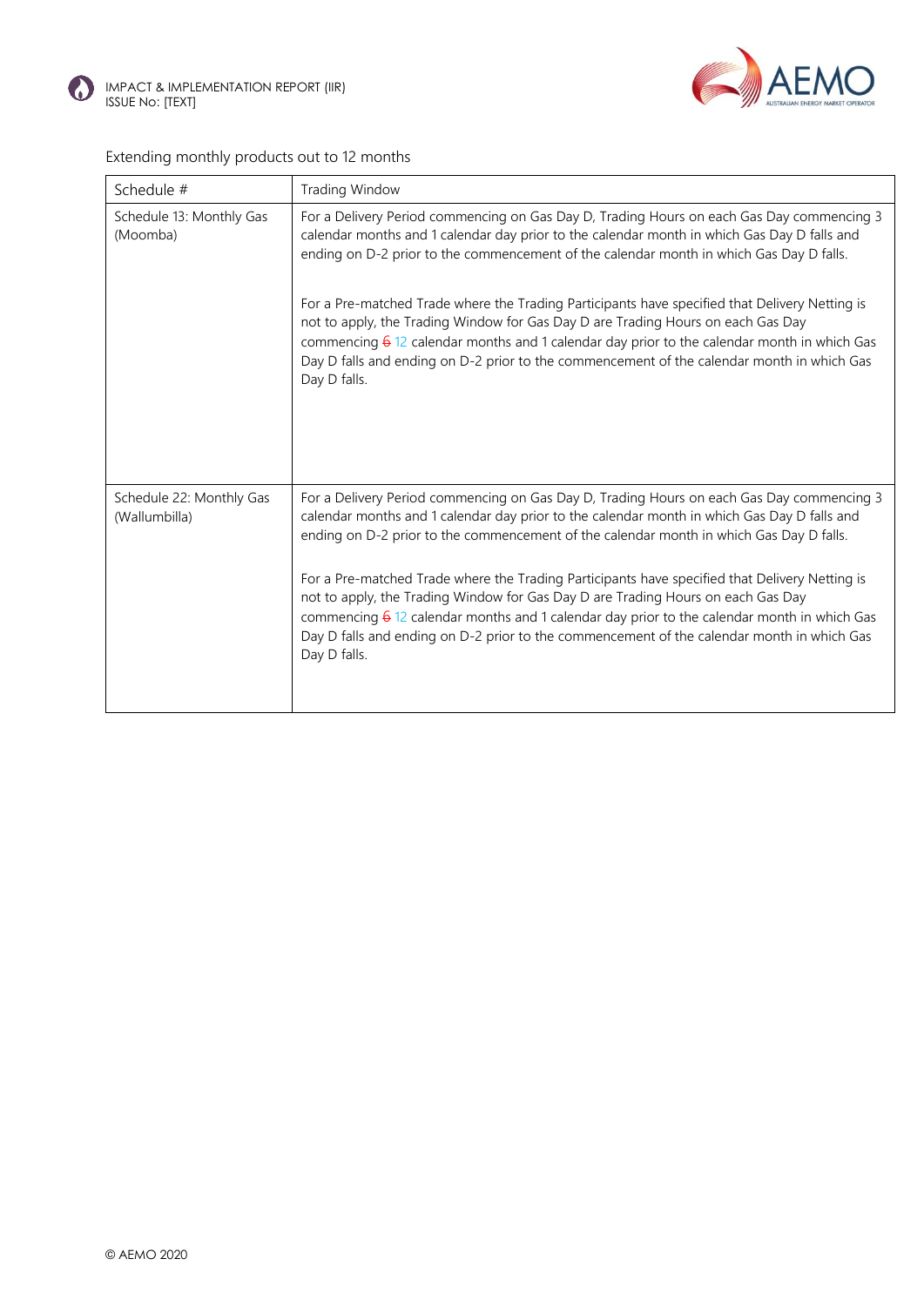Extending monthly products out to 12 months

| Schedule # | Trading Window |
| --- | --- |
| Schedule 13: Monthly Gas (Moomba) | For a Delivery Period commencing on Gas Day D, Trading Hours on each Gas Day commencing 3 calendar months and 1 calendar day prior to the calendar month in which Gas Day D falls and ending on D-2 prior to the commencement of the calendar month in which Gas Day D falls.<br><br>For a Pre-matched Trade where the Trading Participants have specified that Delivery Netting is not to apply, the Trading Window for Gas Day D are Trading Hours on each Gas Day commencing ~~6~~ 12 calendar months and 1 calendar day prior to the calendar month in which Gas Day D falls and ending on D-2 prior to the commencement of the calendar month in which Gas Day D falls. |
| Schedule 22: Monthly Gas (Wallumbilla) | For a Delivery Period commencing on Gas Day D, Trading Hours on each Gas Day commencing 3 calendar months and 1 calendar day prior to the calendar month in which Gas Day D falls and ending on D-2 prior to the commencement of the calendar month in which Gas Day D falls.<br><br>For a Pre-matched Trade where the Trading Participants have specified that Delivery Netting is not to apply, the Trading Window for Gas Day D are Trading Hours on each Gas Day commencing ~~6~~ 12 calendar months and 1 calendar day prior to the calendar month in which Gas Day D falls and ending on D-2 prior to the commencement of the calendar month in which Gas Day D falls. |